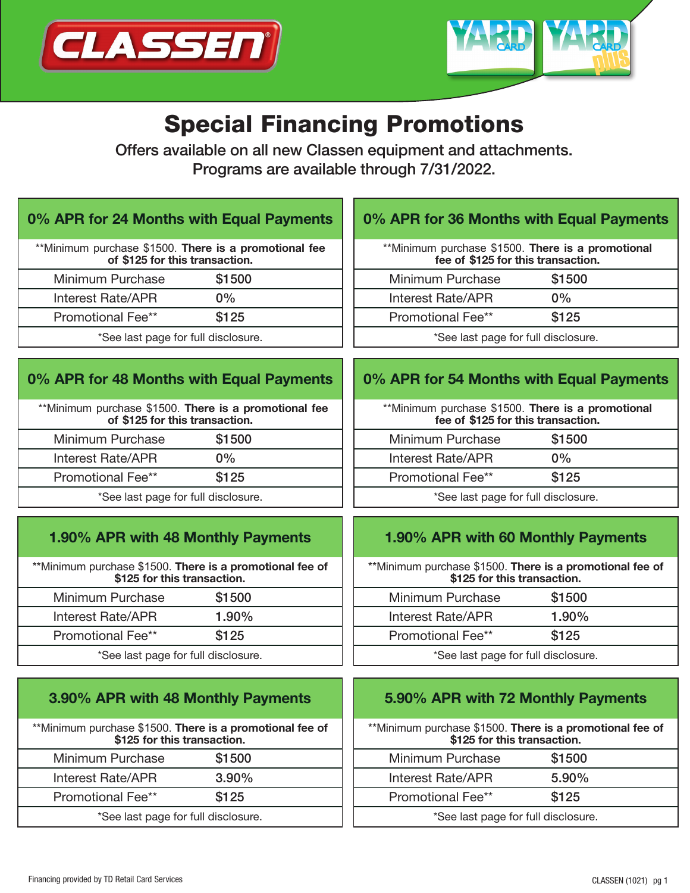# Special Financing Promotions

Offers available on all new Classen equipment and attachments.
Programs are available through 7/31/2022.

## 0% APR for 24 Months with Equal Payments

**Minimum purchase $1500. **There is a promotional fee of $125 for this transaction.**

| | |
|---|---|
| Minimum Purchase | $1500 |
| Interest Rate/APR | 0% |
| Promotional Fee** | $125 |

*See last page for full disclosure.

## 0% APR for 36 Months with Equal Payments

**Minimum purchase $1500. **There is a promotional fee of $125 for this transaction.**

| | |
|---|---|
| Minimum Purchase | $1500 |
| Interest Rate/APR | 0% |
| Promotional Fee** | $125 |

*See last page for full disclosure.

## 0% APR for 48 Months with Equal Payments

**Minimum purchase $1500. **There is a promotional fee of $125 for this transaction.**

| | |
|---|---|
| Minimum Purchase | $1500 |
| Interest Rate/APR | 0% |
| Promotional Fee** | $125 |

*See last page for full disclosure.

## 0% APR for 54 Months with Equal Payments

**Minimum purchase $1500. **There is a promotional fee of $125 for this transaction.**

| | |
|---|---|
| Minimum Purchase | $1500 |
| Interest Rate/APR | 0% |
| Promotional Fee** | $125 |

*See last page for full disclosure.

## 1.90% APR with 48 Monthly Payments

**Minimum purchase $1500. **There is a promotional fee of $125 for this transaction.**

| | |
|---|---|
| Minimum Purchase | $1500 |
| Interest Rate/APR | 1.90% |
| Promotional Fee** | $125 |

*See last page for full disclosure.

## 1.90% APR with 60 Monthly Payments

**Minimum purchase $1500. **There is a promotional fee of $125 for this transaction.**

| | |
|---|---|
| Minimum Purchase | $1500 |
| Interest Rate/APR | 1.90% |
| Promotional Fee** | $125 |

*See last page for full disclosure.

## 3.90% APR with 48 Monthly Payments

**Minimum purchase $1500. **There is a promotional fee of $125 for this transaction.**

| | |
|---|---|
| Minimum Purchase | $1500 |
| Interest Rate/APR | 3.90% |
| Promotional Fee** | $125 |

*See last page for full disclosure.

## 5.90% APR with 72 Monthly Payments

**Minimum purchase $1500. **There is a promotional fee of $125 for this transaction.**

| | |
|---|---|
| Minimum Purchase | $1500 |
| Interest Rate/APR | 5.90% |
| Promotional Fee** | $125 |

*See last page for full disclosure.

Financing provided by TD Retail Card Services

CLASSEN (1021)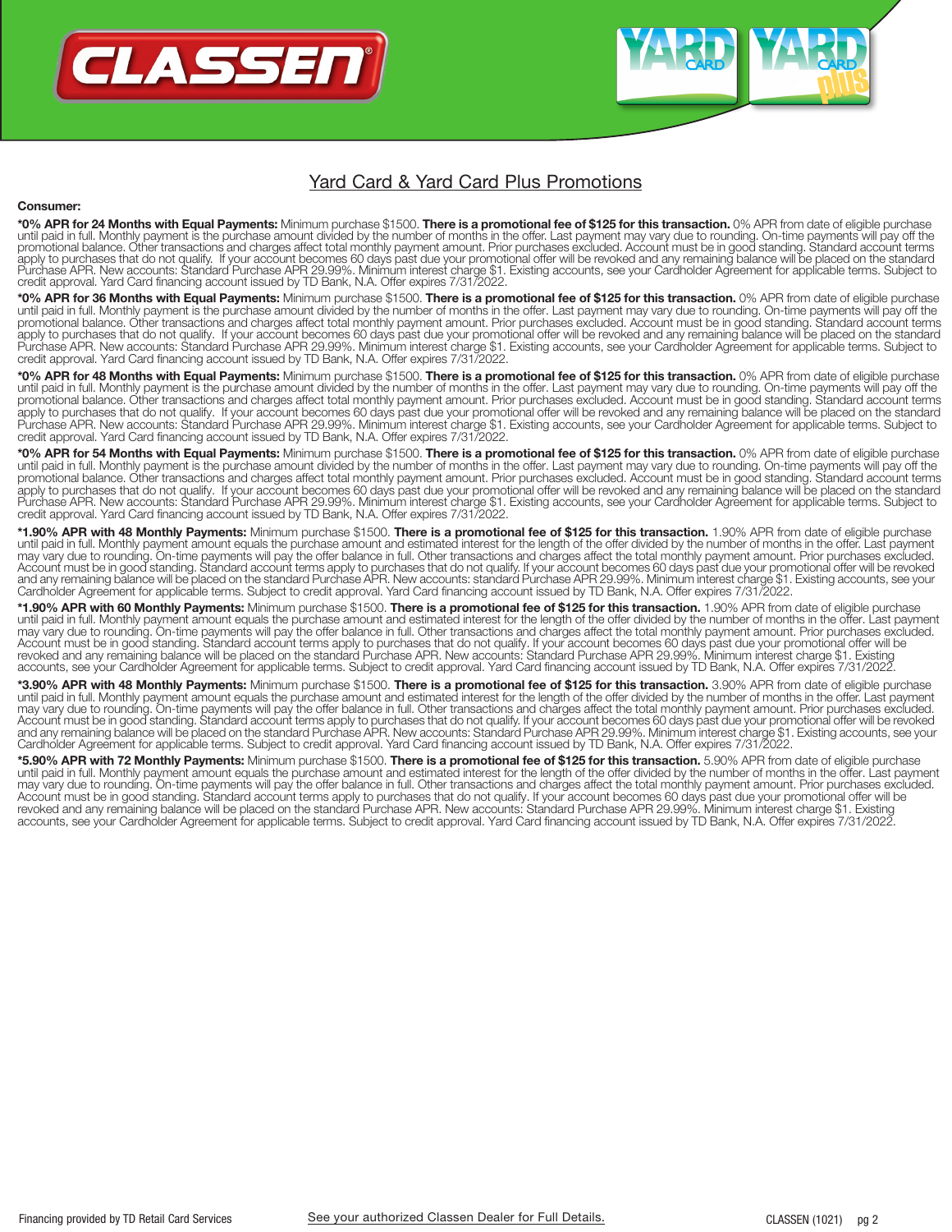# Yard Card & Yard Card Plus Promotions

**Consumer:**

***0% APR for 24 Months with Equal Payments:** Minimum purchase $1500. **There is a promotional fee of $125 for this transaction.** 0% APR from date of eligible purchase until paid in full. Monthly payment is the purchase amount divided by the number of months in the offer. Last payment may vary due to rounding. On-time payments will pay off the promotional balance. Other transactions and charges affect total monthly payment amount. Prior purchases excluded. Account must be in good standing. Standard account terms apply to purchases that do not qualify. If your account becomes 60 days past due your promotional offer will be revoked and any remaining balance will be placed on the standard Purchase APR. New accounts: Standard Purchase APR 29.99%. Minimum interest charge $1. Existing accounts, see your Cardholder Agreement for applicable terms. Subject to credit approval. Yard Card financing account issued by TD Bank, N.A. Offer expires 7/31/2022.

***0% APR for 36 Months with Equal Payments:** Minimum purchase $1500. **There is a promotional fee of $125 for this transaction.** 0% APR from date of eligible purchase until paid in full. Monthly payment is the purchase amount divided by the number of months in the offer. Last payment may vary due to rounding. On-time payments will pay off the promotional balance. Other transactions and charges affect total monthly payment amount. Prior purchases excluded. Account must be in good standing. Standard account terms apply to purchases that do not qualify. If your account becomes 60 days past due your promotional offer will be revoked and any remaining balance will be placed on the standard Purchase APR. New accounts: Standard Purchase APR 29.99%. Minimum interest charge $1. Existing accounts, see your Cardholder Agreement for applicable terms. Subject to credit approval. Yard Card financing account issued by TD Bank, N.A. Offer expires 7/31/2022.

***0% APR for 48 Months with Equal Payments:** Minimum purchase $1500. **There is a promotional fee of $125 for this transaction.** 0% APR from date of eligible purchase until paid in full. Monthly payment is the purchase amount divided by the number of months in the offer. Last payment may vary due to rounding. On-time payments will pay off the promotional balance. Other transactions and charges affect total monthly payment amount. Prior purchases excluded. Account must be in good standing. Standard account terms apply to purchases that do not qualify. If your account becomes 60 days past due your promotional offer will be revoked and any remaining balance will be placed on the standard Purchase APR. New accounts: Standard Purchase APR 29.99%. Minimum interest charge $1. Existing accounts, see your Cardholder Agreement for applicable terms. Subject to credit approval. Yard Card financing account issued by TD Bank, N.A. Offer expires 7/31/2022.

***0% APR for 54 Months with Equal Payments:** Minimum purchase $1500. **There is a promotional fee of $125 for this transaction.** 0% APR from date of eligible purchase until paid in full. Monthly payment is the purchase amount divided by the number of months in the offer. Last payment may vary due to rounding. On-time payments will pay off the promotional balance. Other transactions and charges affect total monthly payment amount. Prior purchases excluded. Account must be in good standing. Standard account terms apply to purchases that do not qualify. If your account becomes 60 days past due your promotional offer will be revoked and any remaining balance will be placed on the standard Purchase APR. New accounts: Standard Purchase APR 29.99%. Minimum interest charge $1. Existing accounts, see your Cardholder Agreement for applicable terms. Subject to credit approval. Yard Card financing account issued by TD Bank, N.A. Offer expires 7/31/2022.

***1.90% APR with 48 Monthly Payments:** Minimum purchase $1500. **There is a promotional fee of $125 for this transaction.** 1.90% APR from date of eligible purchase until paid in full. Monthly payment amount equals the purchase amount and estimated interest for the length of the offer divided by the number of months in the offer. Last payment may vary due to rounding. On-time payments will pay the offer balance in full. Other transactions and charges affect the total monthly payment amount. Prior purchases excluded. Account must be in good standing. Standard account terms apply to purchases that do not qualify. If your account becomes 60 days past due your promotional offer will be revoked and any remaining balance will be placed on the standard Purchase APR. New accounts: standard Purchase APR 29.99%. Minimum interest charge $1. Existing accounts, see your Cardholder Agreement for applicable terms. Subject to credit approval. Yard Card financing account issued by TD Bank, N.A. Offer expires 7/31/2022.

***1.90% APR with 60 Monthly Payments:** Minimum purchase $1500. **There is a promotional fee of $125 for this transaction.** 1.90% APR from date of eligible purchase until paid in full. Monthly payment amount equals the purchase amount and estimated interest for the length of the offer divided by the number of months in the offer. Last payment may vary due to rounding. On-time payments will pay the offer balance in full. Other transactions and charges affect the total monthly payment amount. Prior purchases excluded. Account must be in good standing. Standard account terms apply to purchases that do not qualify. If your account becomes 60 days past due your promotional offer will be revoked and any remaining balance will be placed on the standard Purchase APR. New accounts: Standard Purchase APR 29.99%. Minimum interest charge $1. Existing accounts, see your Cardholder Agreement for applicable terms. Subject to credit approval. Yard Card financing account issued by TD Bank, N.A. Offer expires 7/31/2022.

***3.90% APR with 48 Monthly Payments:** Minimum purchase $1500. **There is a promotional fee of $125 for this transaction.** 3.90% APR from date of eligible purchase until paid in full. Monthly payment amount equals the purchase amount and estimated interest for the length of the offer divided by the number of months in the offer. Last payment may vary due to rounding. On-time payments will pay the offer balance in full. Other transactions and charges affect the total monthly payment amount. Prior purchases excluded. Account must be in good standing. Standard account terms apply to purchases that do not qualify. If your account becomes 60 days past due your promotional offer will be revoked and any remaining balance will be placed on the standard Purchase APR. New accounts: Standard Purchase APR 29.99%. Minimum interest charge $1. Existing accounts, see your Cardholder Agreement for applicable terms. Subject to credit approval. Yard Card financing account issued by TD Bank, N.A. Offer expires 7/31/2022.

***5.90% APR with 72 Monthly Payments:** Minimum purchase $1500. **There is a promotional fee of $125 for this transaction.** 5.90% APR from date of eligible purchase until paid in full. Monthly payment amount equals the purchase amount and estimated interest for the length of the offer divided by the number of months in the offer. Last payment may vary due to rounding. On-time payments will pay the offer balance in full. Other transactions and charges affect the total monthly payment amount. Prior purchases excluded. Account must be in good standing. Standard account terms apply to purchases that do not qualify. If your account becomes 60 days past due your promotional offer will be revoked and any remaining balance will be placed on the standard Purchase APR. New accounts: Standard Purchase APR 29.99%. Minimum interest charge $1. Existing accounts, see your Cardholder Agreement for applicable terms. Subject to credit approval. Yard Card financing account issued by TD Bank, N.A. Offer expires 7/31/2022.

Financing provided by TD Retail Card Services

See your authorized Classen Dealer for Full Details.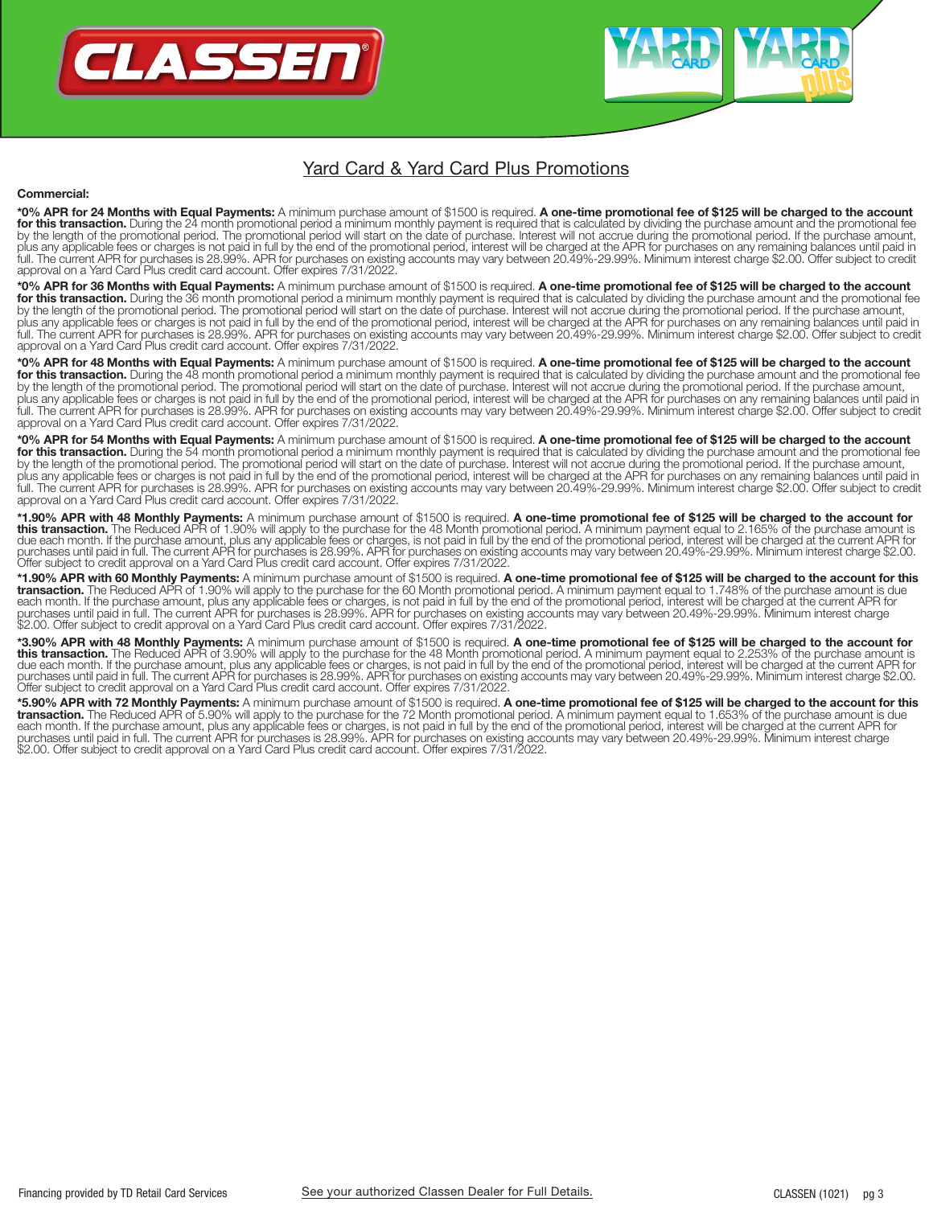CLASSEN®

YARD CARD | YARD CARD plus

## Yard Card & Yard Card Plus Promotions

**Commercial:**

***0% APR for 24 Months with Equal Payments:** A minimum purchase amount of $1500 is required. **A one-time promotional fee of $125 will be charged to the account for this transaction.** During the 24 month promotional period a minimum monthly payment is required that is calculated by dividing the purchase amount and the promotional fee by the length of the promotional period. The promotional period will start on the date of purchase. Interest will not accrue during the promotional period. If the purchase amount, plus any applicable fees or charges is not paid in full by the end of the promotional period, interest will be charged at the APR for purchases on any remaining balances until paid in full. The current APR for purchases is 28.99%. APR for purchases on existing accounts may vary between 20.49%-29.99%. Minimum interest charge $2.00. Offer subject to credit approval on a Yard Card Plus credit card account. Offer expires 7/31/2022.

***0% APR for 36 Months with Equal Payments:** A minimum purchase amount of $1500 is required. **A one-time promotional fee of $125 will be charged to the account for this transaction.** During the 36 month promotional period a minimum monthly payment is required that is calculated by dividing the purchase amount and the promotional fee by the length of the promotional period. The promotional period will start on the date of purchase. Interest will not accrue during the promotional period. If the purchase amount, plus any applicable fees or charges is not paid in full by the end of the promotional period, interest will be charged at the APR for purchases on any remaining balances until paid in full. The current APR for purchases is 28.99%. APR for purchases on existing accounts may vary between 20.49%-29.99%. Minimum interest charge $2.00. Offer subject to credit approval on a Yard Card Plus credit card account. Offer expires 7/31/2022.

***0% APR for 48 Months with Equal Payments:** A minimum purchase amount of $1500 is required. **A one-time promotional fee of $125 will be charged to the account for this transaction.** During the 48 month promotional period a minimum monthly payment is required that is calculated by dividing the purchase amount and the promotional fee by the length of the promotional period. The promotional period will start on the date of purchase. Interest will not accrue during the promotional period. If the purchase amount, plus any applicable fees or charges is not paid in full by the end of the promotional period, interest will be charged at the APR for purchases on any remaining balances until paid in full. The current APR for purchases is 28.99%. APR for purchases on existing accounts may vary between 20.49%-29.99%. Minimum interest charge $2.00. Offer subject to credit approval on a Yard Card Plus credit card account. Offer expires 7/31/2022.

***0% APR for 54 Months with Equal Payments:** A minimum purchase amount of $1500 is required. **A one-time promotional fee of $125 will be charged to the account for this transaction.** During the 54 month promotional period a minimum monthly payment is required that is calculated by dividing the purchase amount and the promotional fee by the length of the promotional period. The promotional period will start on the date of purchase. Interest will not accrue during the promotional period. If the purchase amount, plus any applicable fees or charges is not paid in full by the end of the promotional period, interest will be charged at the APR for purchases on any remaining balances until paid in full. The current APR for purchases is 28.99%. APR for purchases on existing accounts may vary between 20.49%-29.99%. Minimum interest charge $2.00. Offer subject to credit approval on a Yard Card Plus credit card account. Offer expires 7/31/2022.

***1.90% APR with 48 Monthly Payments:** A minimum purchase amount of $1500 is required. **A one-time promotional fee of $125 will be charged to the account for this transaction.** The Reduced APR of 1.90% will apply to the purchase for the 48 Month promotional period. A minimum payment equal to 2.165% of the purchase amount is due each month. If the purchase amount, plus any applicable fees or charges, is not paid in full by the end of the promotional period, interest will be charged at the current APR for purchases until paid in full. The current APR for purchases is 28.99%. APR for purchases on existing accounts may vary between 20.49%-29.99%. Minimum interest charge $2.00. Offer subject to credit approval on a Yard Card Plus credit card account. Offer expires 7/31/2022.

***1.90% APR with 60 Monthly Payments:** A minimum purchase amount of $1500 is required. **A one-time promotional fee of $125 will be charged to the account for this transaction.** The Reduced APR of 1.90% will apply to the purchase for the 60 Month promotional period. A minimum payment equal to 1.748% of the purchase amount is due each month. If the purchase amount, plus any applicable fees or charges, is not paid in full by the end of the promotional period, interest will be charged at the current APR for purchases until paid in full. The current APR for purchases is 28.99%. APR for purchases on existing accounts may vary between 20.49%-29.99%. Minimum interest charge $2.00. Offer subject to credit approval on a Yard Card Plus credit card account. Offer expires 7/31/2022.

***3.90% APR with 48 Monthly Payments:** A minimum purchase amount of $1500 is required. **A one-time promotional fee of $125 will be charged to the account for this transaction.** The Reduced APR of 3.90% will apply to the purchase for the 48 Month promotional period. A minimum payment equal to 2.253% of the purchase amount is due each month. If the purchase amount, plus any applicable fees or charges, is not paid in full by the end of the promotional period, interest will be charged at the current APR for purchases until paid in full. The current APR for purchases is 28.99%. APR for purchases on existing accounts may vary between 20.49%-29.99%. Minimum interest charge $2.00. Offer subject to credit approval on a Yard Card Plus credit card account. Offer expires 7/31/2022.

***5.90% APR with 72 Monthly Payments:** A minimum purchase amount of $1500 is required. **A one-time promotional fee of $125 will be charged to the account for this transaction.** The Reduced APR of 5.90% will apply to the purchase for the 72 Month promotional period. A minimum payment equal to 1.653% of the purchase amount is due each month. If the purchase amount, plus any applicable fees or charges, is not paid in full by the end of the promotional period, interest will be charged at the current APR for purchases until paid in full. The current APR for purchases is 28.99%. APR for purchases on existing accounts may vary between 20.49%-29.99%. Minimum interest charge $2.00. Offer subject to credit approval on a Yard Card Plus credit card account. Offer expires 7/31/2022.

Financing provided by TD Retail Card Services

See your authorized Classen Dealer for Full Details.

CLASSEN (1021)